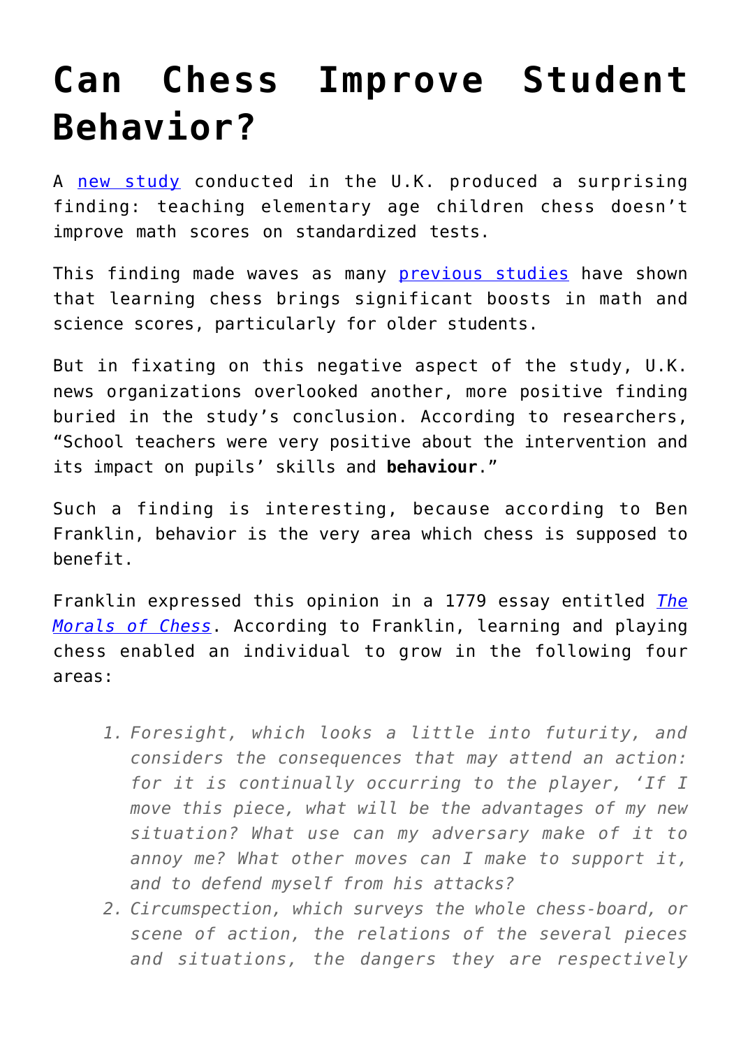# Can Chess Improve Student Behavior?

A [new study](#) conducted in the U.K. produced a surprising finding: teaching elementary age children chess doesn't improve math scores on standardized tests.

This finding made waves as many [previous studies](#) have shown that learning chess brings significant boosts in math and science scores, particularly for older students.

But in fixating on this negative aspect of the study, U.K. news organizations overlooked another, more positive finding buried in the study's conclusion. According to researchers, "School teachers were very positive about the intervention and its impact on pupils' skills and **behaviour**."

Such a finding is interesting, because according to Ben Franklin, behavior is the very area which chess is supposed to benefit.

Franklin expressed this opinion in a 1779 essay entitled [*The Morals of Chess*](#). According to Franklin, learning and playing chess enabled an individual to grow in the following four areas:

1. *Foresight, which looks a little into futurity, and considers the consequences that may attend an action: for it is continually occurring to the player, 'If I move this piece, what will be the advantages of my new situation? What use can my adversary make of it to annoy me? What other moves can I make to support it, and to defend myself from his attacks?*
2. *Circumspection, which surveys the whole chess-board, or scene of action, the relations of the several pieces and situations, the dangers they are respectively*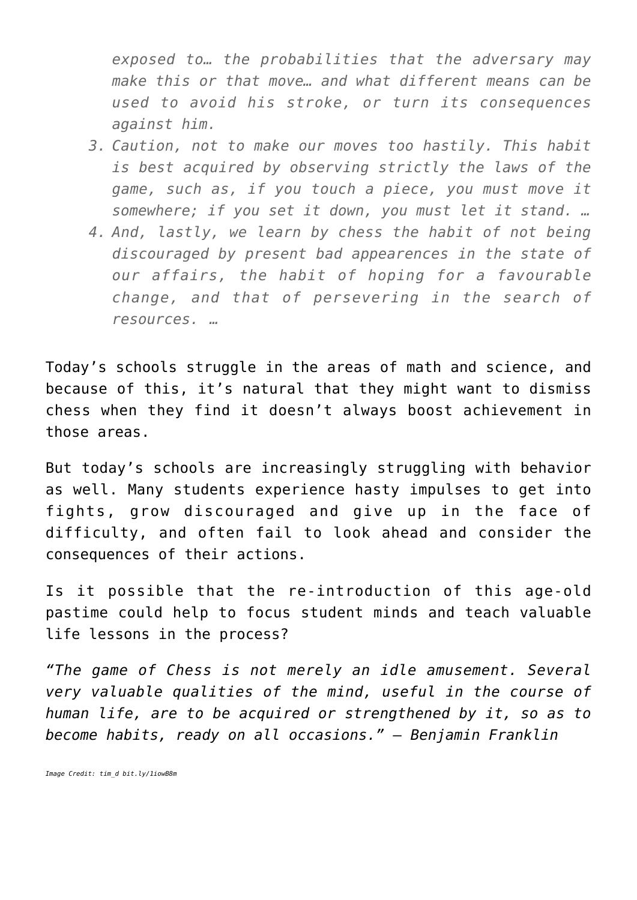*exposed to… the probabilities that the adversary may make this or that move… and what different means can be used to avoid his stroke, or turn its consequences against him.*

3. *Caution, not to make our moves too hastily. This habit is best acquired by observing strictly the laws of the game, such as, if you touch a piece, you must move it somewhere; if you set it down, you must let it stand. …*
4. *And, lastly, we learn by chess the habit of not being discouraged by present bad appearences in the state of our affairs, the habit of hoping for a favourable change, and that of persevering in the search of resources. …*

Today's schools struggle in the areas of math and science, and because of this, it's natural that they might want to dismiss chess when they find it doesn't always boost achievement in those areas.

But today's schools are increasingly struggling with behavior as well. Many students experience hasty impulses to get into fights, grow discouraged and give up in the face of difficulty, and often fail to look ahead and consider the consequences of their actions.

Is it possible that the re-introduction of this age-old pastime could help to focus student minds and teach valuable life lessons in the process?

*"The game of Chess is not merely an idle amusement. Several very valuable qualities of the mind, useful in the course of human life, are to be acquired or strengthened by it, so as to become habits, ready on all occasions." – Benjamin Franklin*

*Image Credit: tim_d bit.ly/1iowB8m*